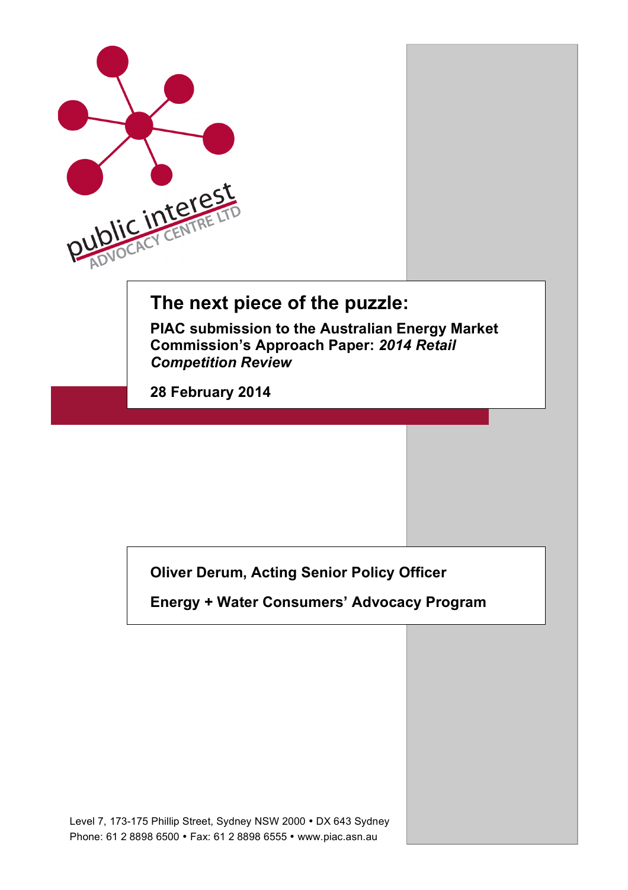public interest ADVOCACY CENTRE LTD

# The next piece of the puzzle:

**PIAC submission to the Australian Energy Market Commission's Approach Paper: *2014 Retail Competition Review***

**28 February 2014**

**Oliver Derum, Acting Senior Policy Officer**

**Energy + Water Consumers' Advocacy Program**

Level 7, 173-175 Phillip Street, Sydney NSW 2000 • DX 643 Sydney
Phone: 61 2 8898 6500 • Fax: 61 2 8898 6555 • www.piac.asn.au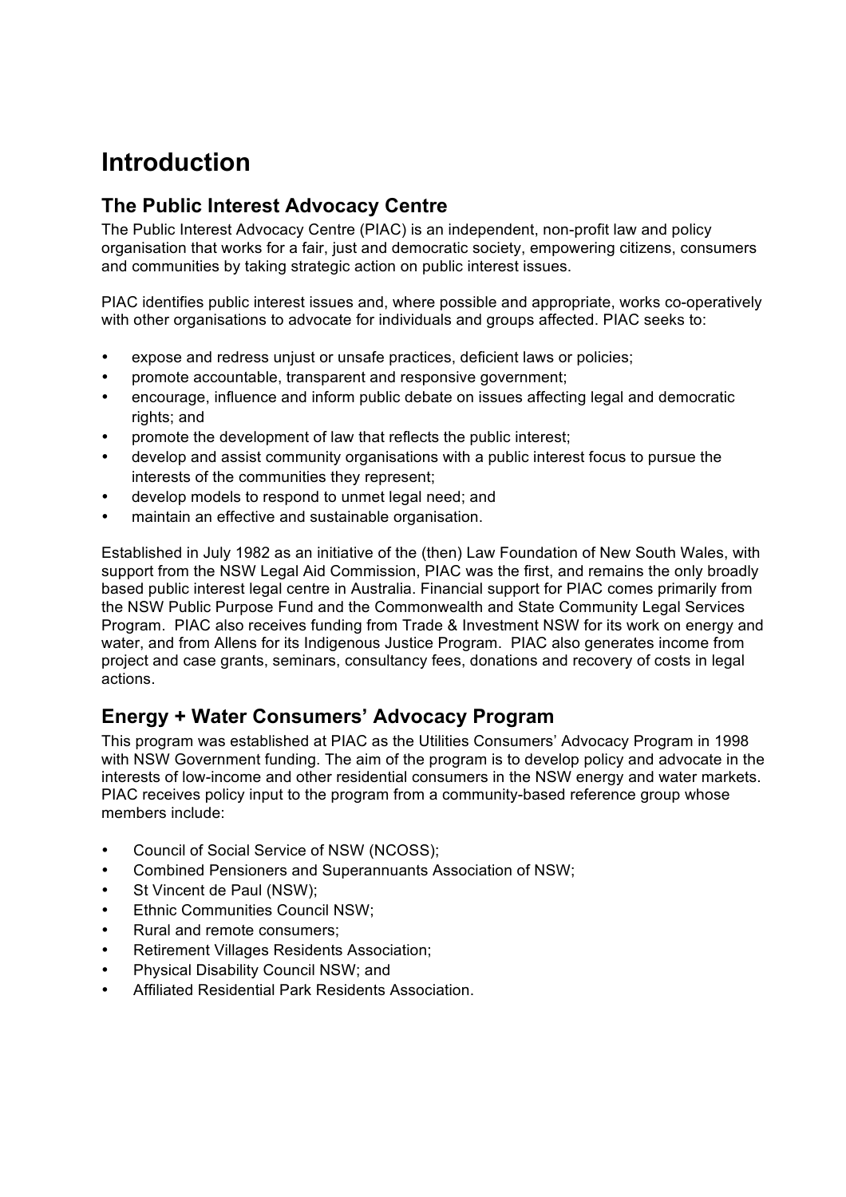# Introduction

## The Public Interest Advocacy Centre

The Public Interest Advocacy Centre (PIAC) is an independent, non-profit law and policy organisation that works for a fair, just and democratic society, empowering citizens, consumers and communities by taking strategic action on public interest issues.

PIAC identifies public interest issues and, where possible and appropriate, works co-operatively with other organisations to advocate for individuals and groups affected. PIAC seeks to:

- expose and redress unjust or unsafe practices, deficient laws or policies;
- promote accountable, transparent and responsive government;
- encourage, influence and inform public debate on issues affecting legal and democratic rights; and
- promote the development of law that reflects the public interest;
- develop and assist community organisations with a public interest focus to pursue the interests of the communities they represent;
- develop models to respond to unmet legal need; and
- maintain an effective and sustainable organisation.

Established in July 1982 as an initiative of the (then) Law Foundation of New South Wales, with support from the NSW Legal Aid Commission, PIAC was the first, and remains the only broadly based public interest legal centre in Australia. Financial support for PIAC comes primarily from the NSW Public Purpose Fund and the Commonwealth and State Community Legal Services Program. PIAC also receives funding from Trade & Investment NSW for its work on energy and water, and from Allens for its Indigenous Justice Program. PIAC also generates income from project and case grants, seminars, consultancy fees, donations and recovery of costs in legal actions.

## Energy + Water Consumers' Advocacy Program

This program was established at PIAC as the Utilities Consumers' Advocacy Program in 1998 with NSW Government funding. The aim of the program is to develop policy and advocate in the interests of low-income and other residential consumers in the NSW energy and water markets. PIAC receives policy input to the program from a community-based reference group whose members include:

- Council of Social Service of NSW (NCOSS);
- Combined Pensioners and Superannuants Association of NSW;
- St Vincent de Paul (NSW);
- Ethnic Communities Council NSW;
- Rural and remote consumers;
- Retirement Villages Residents Association;
- Physical Disability Council NSW; and
- Affiliated Residential Park Residents Association.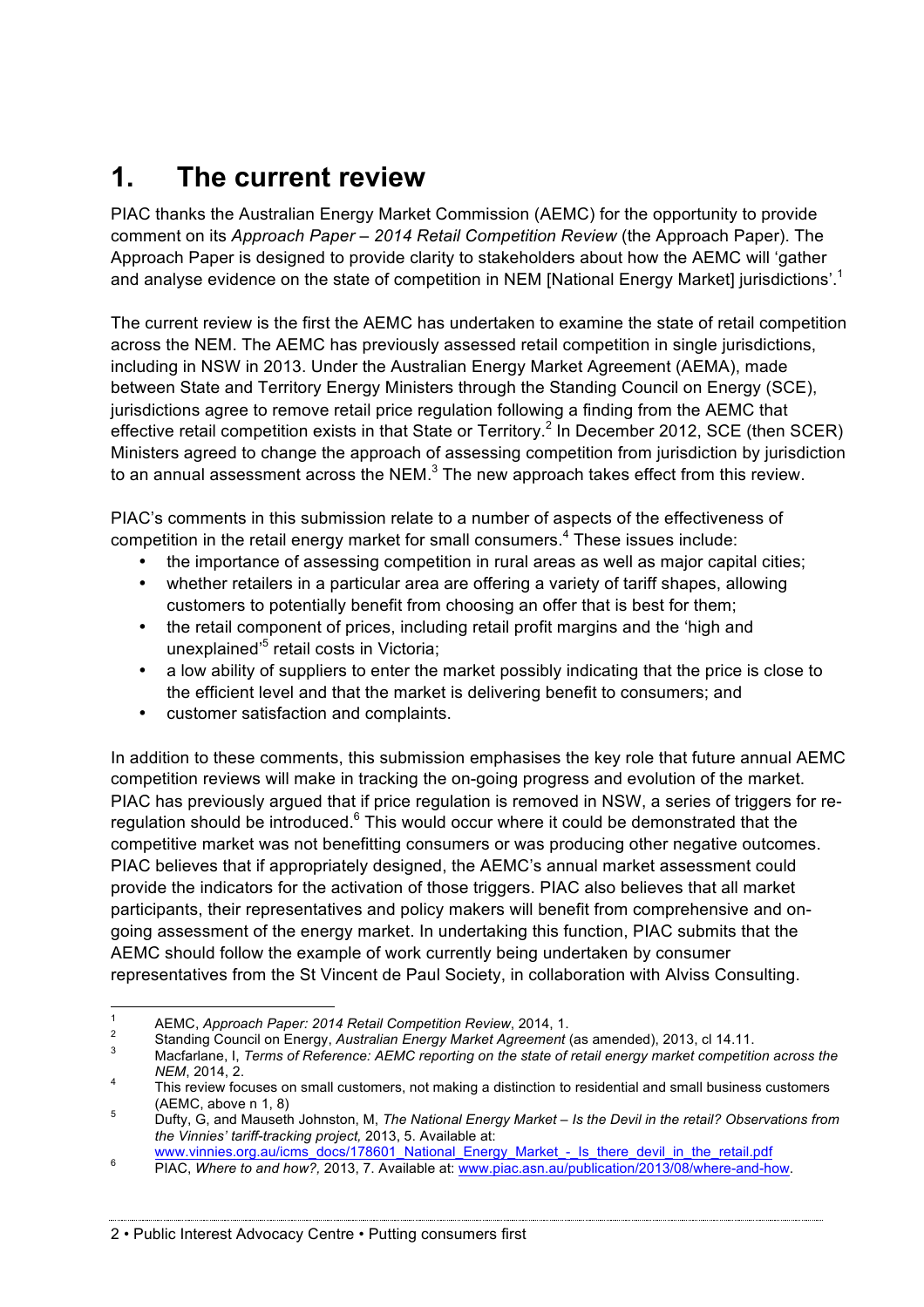# 1. The current review

PIAC thanks the Australian Energy Market Commission (AEMC) for the opportunity to provide comment on its *Approach Paper – 2014 Retail Competition Review* (the Approach Paper). The Approach Paper is designed to provide clarity to stakeholders about how the AEMC will 'gather and analyse evidence on the state of competition in NEM [National Energy Market] jurisdictions'.[1]

The current review is the first the AEMC has undertaken to examine the state of retail competition across the NEM. The AEMC has previously assessed retail competition in single jurisdictions, including in NSW in 2013. Under the Australian Energy Market Agreement (AEMA), made between State and Territory Energy Ministers through the Standing Council on Energy (SCE), jurisdictions agree to remove retail price regulation following a finding from the AEMC that effective retail competition exists in that State or Territory.[2] In December 2012, SCE (then SCER) Ministers agreed to change the approach of assessing competition from jurisdiction by jurisdiction to an annual assessment across the NEM.[3] The new approach takes effect from this review.

PIAC's comments in this submission relate to a number of aspects of the effectiveness of competition in the retail energy market for small consumers.[4] These issues include:

- the importance of assessing competition in rural areas as well as major capital cities;
- whether retailers in a particular area are offering a variety of tariff shapes, allowing customers to potentially benefit from choosing an offer that is best for them;
- the retail component of prices, including retail profit margins and the 'high and unexplained'[5] retail costs in Victoria;
- a low ability of suppliers to enter the market possibly indicating that the price is close to the efficient level and that the market is delivering benefit to consumers; and
- customer satisfaction and complaints.

In addition to these comments, this submission emphasises the key role that future annual AEMC competition reviews will make in tracking the on-going progress and evolution of the market. PIAC has previously argued that if price regulation is removed in NSW, a series of triggers for re-regulation should be introduced.[6] This would occur where it could be demonstrated that the competitive market was not benefitting consumers or was producing other negative outcomes. PIAC believes that if appropriately designed, the AEMC's annual market assessment could provide the indicators for the activation of those triggers. PIAC also believes that all market participants, their representatives and policy makers will benefit from comprehensive and on-going assessment of the energy market. In undertaking this function, PIAC submits that the AEMC should follow the example of work currently being undertaken by consumer representatives from the St Vincent de Paul Society, in collaboration with Alviss Consulting.

---

[1] AEMC, *Approach Paper: 2014 Retail Competition Review*, 2014, 1.

[2] Standing Council on Energy, *Australian Energy Market Agreement* (as amended), 2013, cl 14.11.

[3] Macfarlane, I, *Terms of Reference: AEMC reporting on the state of retail energy market competition across the NEM*, 2014, 2.

[4] This review focuses on small customers, not making a distinction to residential and small business customers (AEMC, above n 1, 8)

[5] Dufty, G, and Mauseth Johnston, M, *The National Energy Market – Is the Devil in the retail? Observations from the Vinnies' tariff-tracking project,* 2013, 5. Available at: www.vinnies.org.au/icms_docs/178601_National_Energy_Market_-_Is_there_devil_in_the_retail.pdf

[6] PIAC, *Where to and how?,* 2013, 7. Available at: www.piac.asn.au/publication/2013/08/where-and-how.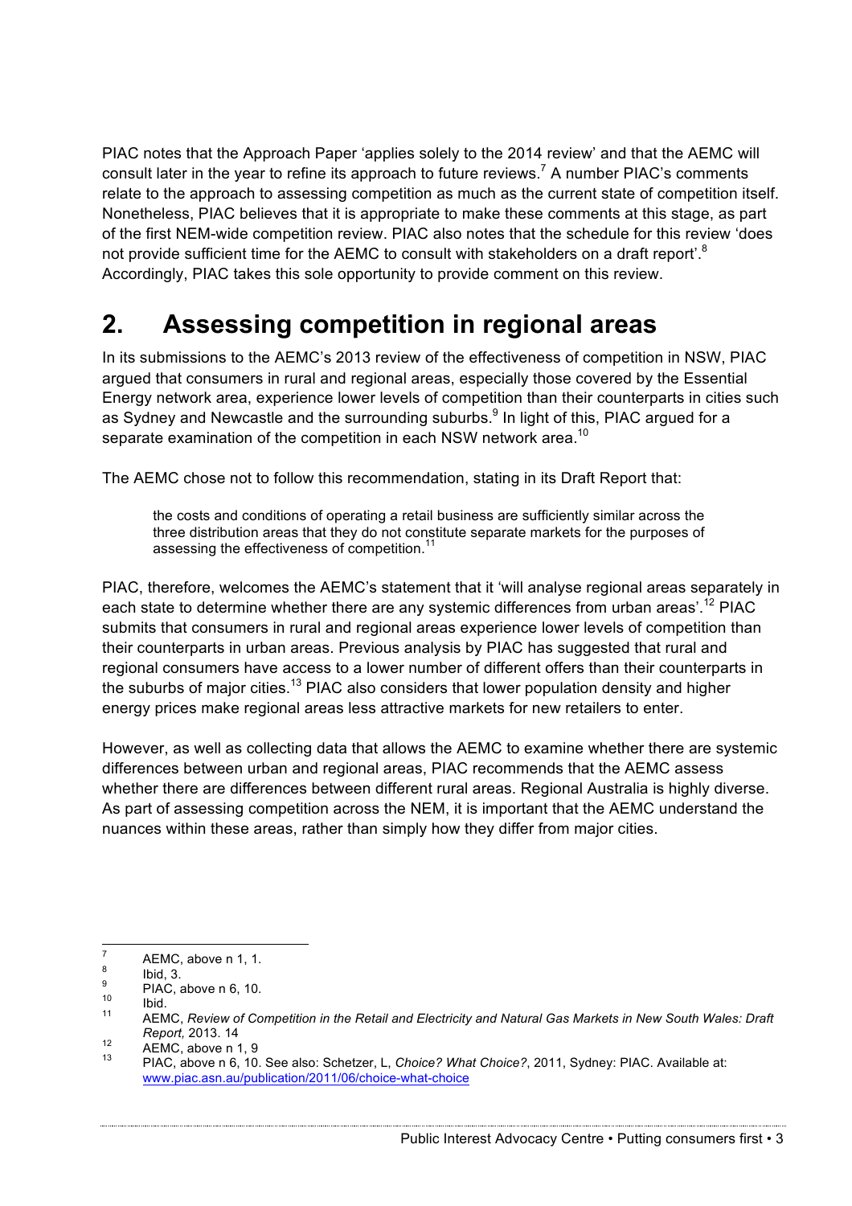PIAC notes that the Approach Paper 'applies solely to the 2014 review' and that the AEMC will consult later in the year to refine its approach to future reviews.[7] A number PIAC's comments relate to the approach to assessing competition as much as the current state of competition itself. Nonetheless, PIAC believes that it is appropriate to make these comments at this stage, as part of the first NEM-wide competition review. PIAC also notes that the schedule for this review 'does not provide sufficient time for the AEMC to consult with stakeholders on a draft report'.[8] Accordingly, PIAC takes this sole opportunity to provide comment on this review.

# 2. Assessing competition in regional areas

In its submissions to the AEMC's 2013 review of the effectiveness of competition in NSW, PIAC argued that consumers in rural and regional areas, especially those covered by the Essential Energy network area, experience lower levels of competition than their counterparts in cities such as Sydney and Newcastle and the surrounding suburbs.[9] In light of this, PIAC argued for a separate examination of the competition in each NSW network area.[10]

The AEMC chose not to follow this recommendation, stating in its Draft Report that:

> the costs and conditions of operating a retail business are sufficiently similar across the three distribution areas that they do not constitute separate markets for the purposes of assessing the effectiveness of competition.[11]

PIAC, therefore, welcomes the AEMC's statement that it 'will analyse regional areas separately in each state to determine whether there are any systemic differences from urban areas'.[12] PIAC submits that consumers in rural and regional areas experience lower levels of competition than their counterparts in urban areas. Previous analysis by PIAC has suggested that rural and regional consumers have access to a lower number of different offers than their counterparts in the suburbs of major cities.[13] PIAC also considers that lower population density and higher energy prices make regional areas less attractive markets for new retailers to enter.

However, as well as collecting data that allows the AEMC to examine whether there are systemic differences between urban and regional areas, PIAC recommends that the AEMC assess whether there are differences between different rural areas. Regional Australia is highly diverse. As part of assessing competition across the NEM, it is important that the AEMC understand the nuances within these areas, rather than simply how they differ from major cities.

---

[7] AEMC, above n 1, 1.

[8] Ibid, 3.

[9] PIAC, above n 6, 10.

[10] Ibid.

[11] AEMC, *Review of Competition in the Retail and Electricity and Natural Gas Markets in New South Wales: Draft Report,* 2013. 14

[12] AEMC, above n 1, 9

[13] PIAC, above n 6, 10. See also: Schetzer, L, *Choice? What Choice?*, 2011, Sydney: PIAC. Available at: www.piac.asn.au/publication/2011/06/choice-what-choice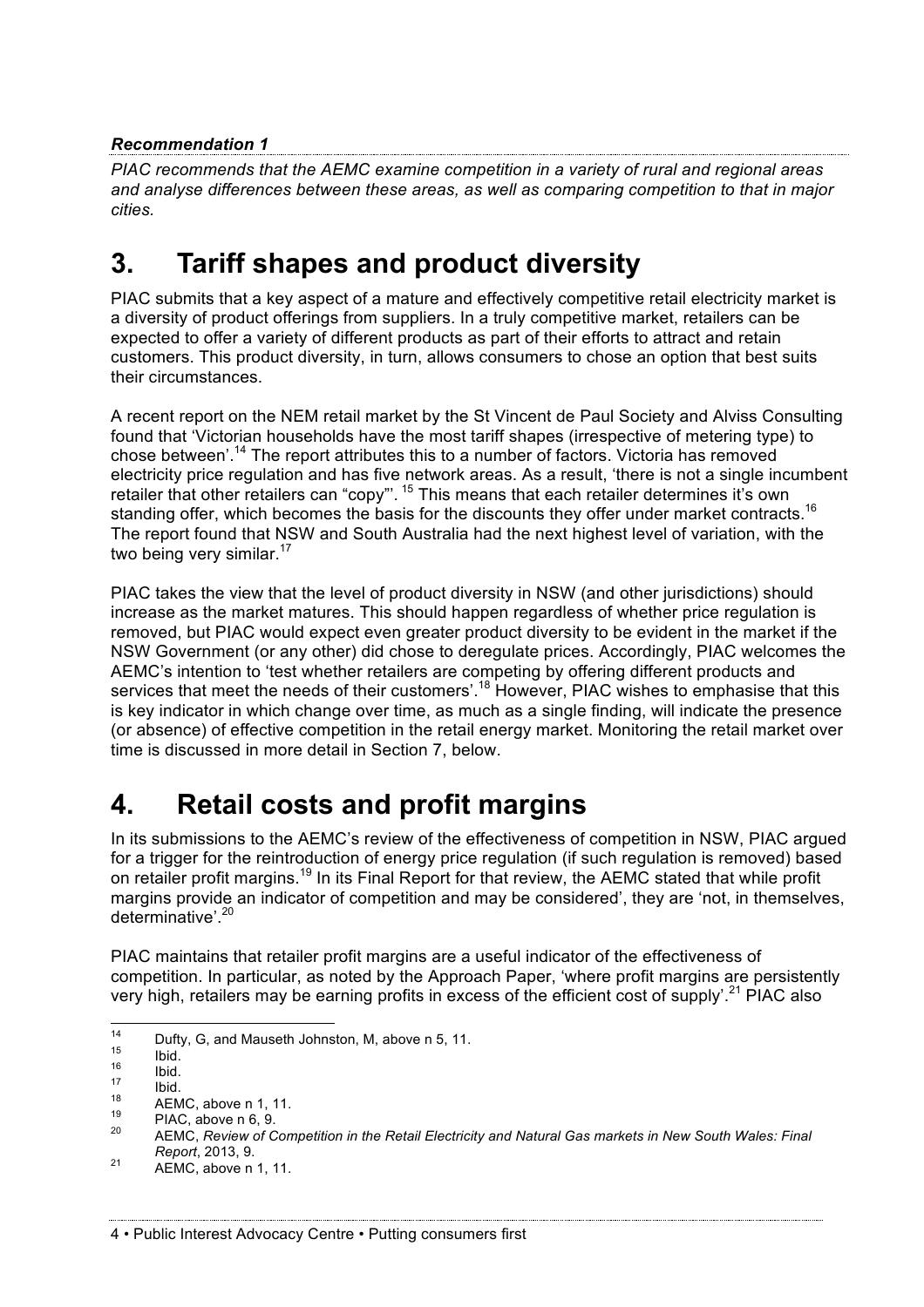***Recommendation 1***

*PIAC recommends that the AEMC examine competition in a variety of rural and regional areas and analyse differences between these areas, as well as comparing competition to that in major cities.*

# 3. Tariff shapes and product diversity

PIAC submits that a key aspect of a mature and effectively competitive retail electricity market is a diversity of product offerings from suppliers. In a truly competitive market, retailers can be expected to offer a variety of different products as part of their efforts to attract and retain customers. This product diversity, in turn, allows consumers to chose an option that best suits their circumstances.

A recent report on the NEM retail market by the St Vincent de Paul Society and Alviss Consulting found that 'Victorian households have the most tariff shapes (irrespective of metering type) to chose between'.[14] The report attributes this to a number of factors. Victoria has removed electricity price regulation and has five network areas. As a result, 'there is not a single incumbent retailer that other retailers can "copy"'.[15] This means that each retailer determines it's own standing offer, which becomes the basis for the discounts they offer under market contracts.[16] The report found that NSW and South Australia had the next highest level of variation, with the two being very similar.[17]

PIAC takes the view that the level of product diversity in NSW (and other jurisdictions) should increase as the market matures. This should happen regardless of whether price regulation is removed, but PIAC would expect even greater product diversity to be evident in the market if the NSW Government (or any other) did chose to deregulate prices. Accordingly, PIAC welcomes the AEMC's intention to 'test whether retailers are competing by offering different products and services that meet the needs of their customers'.[18] However, PIAC wishes to emphasise that this is key indicator in which change over time, as much as a single finding, will indicate the presence (or absence) of effective competition in the retail energy market. Monitoring the retail market over time is discussed in more detail in Section 7, below.

# 4. Retail costs and profit margins

In its submissions to the AEMC's review of the effectiveness of competition in NSW, PIAC argued for a trigger for the reintroduction of energy price regulation (if such regulation is removed) based on retailer profit margins.[19] In its Final Report for that review, the AEMC stated that while profit margins provide an indicator of competition and may be considered', they are 'not, in themselves, determinative'.[20]

PIAC maintains that retailer profit margins are a useful indicator of the effectiveness of competition. In particular, as noted by the Approach Paper, 'where profit margins are persistently very high, retailers may be earning profits in excess of the efficient cost of supply'.[21] PIAC also

---

[14] Dufty, G, and Mauseth Johnston, M, above n 5, 11.

[15] Ibid.

[16] Ibid.

[17] Ibid.

[18] AEMC, above n 1, 11.

[19] PIAC, above n 6, 9.

[20] AEMC, *Review of Competition in the Retail Electricity and Natural Gas markets in New South Wales: Final Report*, 2013, 9.

[21] AEMC, above n 1, 11.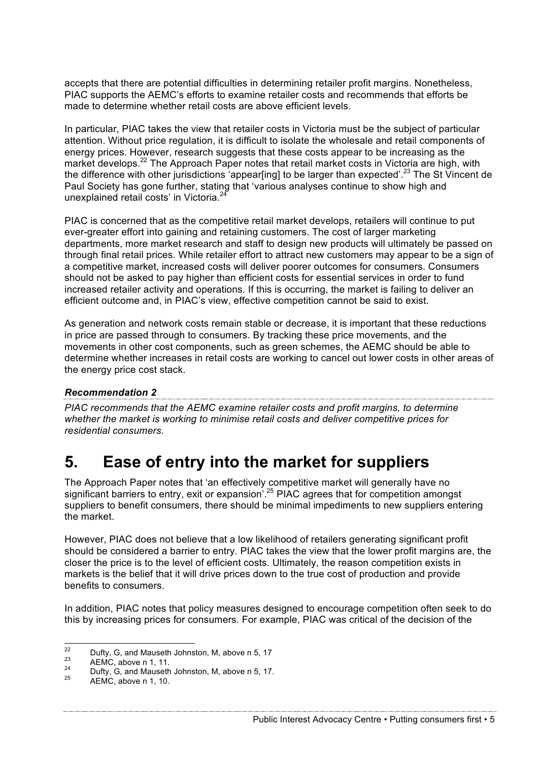accepts that there are potential difficulties in determining retailer profit margins. Nonetheless, PIAC supports the AEMC's efforts to examine retailer costs and recommends that efforts be made to determine whether retail costs are above efficient levels.

In particular, PIAC takes the view that retailer costs in Victoria must be the subject of particular attention. Without price regulation, it is difficult to isolate the wholesale and retail components of energy prices. However, research suggests that these costs appear to be increasing as the market develops.[22] The Approach Paper notes that retail market costs in Victoria are high, with the difference with other jurisdictions 'appear[ing] to be larger than expected'.[23] The St Vincent de Paul Society has gone further, stating that 'various analyses continue to show high and unexplained retail costs' in Victoria.[24]

PIAC is concerned that as the competitive retail market develops, retailers will continue to put ever-greater effort into gaining and retaining customers. The cost of larger marketing departments, more market research and staff to design new products will ultimately be passed on through final retail prices. While retailer effort to attract new customers may appear to be a sign of a competitive market, increased costs will deliver poorer outcomes for consumers. Consumers should not be asked to pay higher than efficient costs for essential services in order to fund increased retailer activity and operations. If this is occurring, the market is failing to deliver an efficient outcome and, in PIAC's view, effective competition cannot be said to exist.

As generation and network costs remain stable or decrease, it is important that these reductions in price are passed through to consumers. By tracking these price movements, and the movements in other cost components, such as green schemes, the AEMC should be able to determine whether increases in retail costs are working to cancel out lower costs in other areas of the energy price cost stack.

***Recommendation 2***

*PIAC recommends that the AEMC examine retailer costs and profit margins, to determine whether the market is working to minimise retail costs and deliver competitive prices for residential consumers.*

# 5. Ease of entry into the market for suppliers

The Approach Paper notes that 'an effectively competitive market will generally have no significant barriers to entry, exit or expansion'.[25] PIAC agrees that for competition amongst suppliers to benefit consumers, there should be minimal impediments to new suppliers entering the market.

However, PIAC does not believe that a low likelihood of retailers generating significant profit should be considered a barrier to entry. PIAC takes the view that the lower profit margins are, the closer the price is to the level of efficient costs. Ultimately, the reason competition exists in markets is the belief that it will drive prices down to the true cost of production and provide benefits to consumers.

In addition, PIAC notes that policy measures designed to encourage competition often seek to do this by increasing prices for consumers. For example, PIAC was critical of the decision of the

---

[22] Dufty, G, and Mauseth Johnston, M, above n 5, 17

[23] AEMC, above n 1, 11.

[24] Dufty, G, and Mauseth Johnston, M, above n 5, 17.

[25] AEMC, above n 1, 10.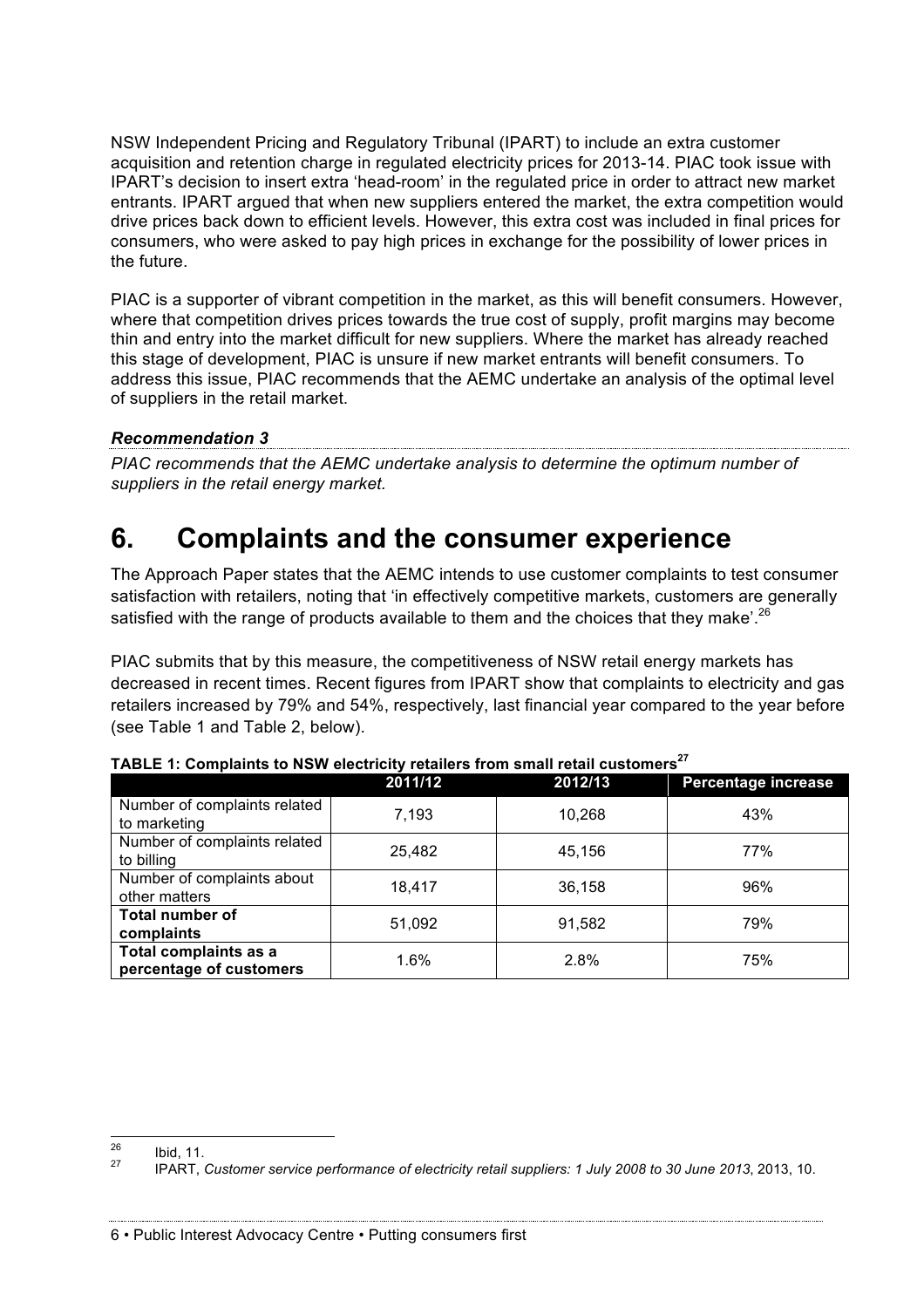NSW Independent Pricing and Regulatory Tribunal (IPART) to include an extra customer acquisition and retention charge in regulated electricity prices for 2013-14. PIAC took issue with IPART's decision to insert extra 'head-room' in the regulated price in order to attract new market entrants. IPART argued that when new suppliers entered the market, the extra competition would drive prices back down to efficient levels. However, this extra cost was included in final prices for consumers, who were asked to pay high prices in exchange for the possibility of lower prices in the future.

PIAC is a supporter of vibrant competition in the market, as this will benefit consumers. However, where that competition drives prices towards the true cost of supply, profit margins may become thin and entry into the market difficult for new suppliers. Where the market has already reached this stage of development, PIAC is unsure if new market entrants will benefit consumers. To address this issue, PIAC recommends that the AEMC undertake an analysis of the optimal level of suppliers in the retail market.

***Recommendation 3***

*PIAC recommends that the AEMC undertake analysis to determine the optimum number of suppliers in the retail energy market.*

# 6. Complaints and the consumer experience

The Approach Paper states that the AEMC intends to use customer complaints to test consumer satisfaction with retailers, noting that 'in effectively competitive markets, customers are generally satisfied with the range of products available to them and the choices that they make'.[26]

PIAC submits that by this measure, the competitiveness of NSW retail energy markets has decreased in recent times. Recent figures from IPART show that complaints to electricity and gas retailers increased by 79% and 54%, respectively, last financial year compared to the year before (see Table 1 and Table 2, below).

**TABLE 1: Complaints to NSW electricity retailers from small retail customers[27]**

| | 2011/12 | 2012/13 | Percentage increase |
|---|---|---|---|
| Number of complaints related to marketing | 7,193 | 10,268 | 43% |
| Number of complaints related to billing | 25,482 | 45,156 | 77% |
| Number of complaints about other matters | 18,417 | 36,158 | 96% |
| **Total number of complaints** | 51,092 | 91,582 | 79% |
| **Total complaints as a percentage of customers** | 1.6% | 2.8% | 75% |

[26] Ibid, 11.

[27] IPART, *Customer service performance of electricity retail suppliers: 1 July 2008 to 30 June 2013*, 2013, 10.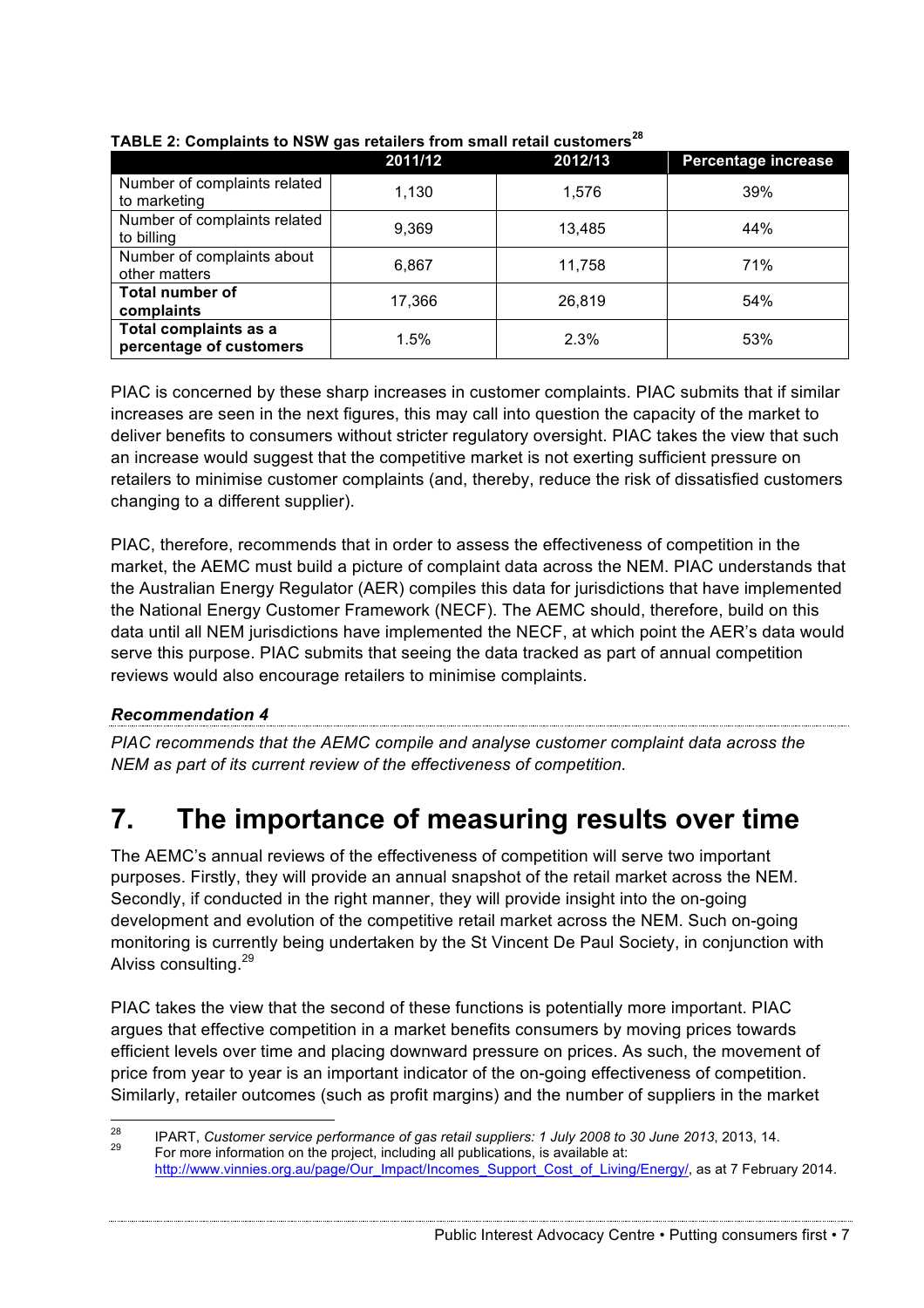**TABLE 2: Complaints to NSW gas retailers from small retail customers[28]**

| | 2011/12 | 2012/13 | Percentage increase |
|---|---|---|---|
| Number of complaints related to marketing | 1,130 | 1,576 | 39% |
| Number of complaints related to billing | 9,369 | 13,485 | 44% |
| Number of complaints about other matters | 6,867 | 11,758 | 71% |
| **Total number of complaints** | 17,366 | 26,819 | 54% |
| **Total complaints as a percentage of customers** | 1.5% | 2.3% | 53% |

PIAC is concerned by these sharp increases in customer complaints. PIAC submits that if similar increases are seen in the next figures, this may call into question the capacity of the market to deliver benefits to consumers without stricter regulatory oversight. PIAC takes the view that such an increase would suggest that the competitive market is not exerting sufficient pressure on retailers to minimise customer complaints (and, thereby, reduce the risk of dissatisfied customers changing to a different supplier).

PIAC, therefore, recommends that in order to assess the effectiveness of competition in the market, the AEMC must build a picture of complaint data across the NEM. PIAC understands that the Australian Energy Regulator (AER) compiles this data for jurisdictions that have implemented the National Energy Customer Framework (NECF). The AEMC should, therefore, build on this data until all NEM jurisdictions have implemented the NECF, at which point the AER's data would serve this purpose. PIAC submits that seeing the data tracked as part of annual competition reviews would also encourage retailers to minimise complaints.

***Recommendation 4***

*PIAC recommends that the AEMC compile and analyse customer complaint data across the NEM as part of its current review of the effectiveness of competition.*

# 7. The importance of measuring results over time

The AEMC's annual reviews of the effectiveness of competition will serve two important purposes. Firstly, they will provide an annual snapshot of the retail market across the NEM. Secondly, if conducted in the right manner, they will provide insight into the on-going development and evolution of the competitive retail market across the NEM. Such on-going monitoring is currently being undertaken by the St Vincent De Paul Society, in conjunction with Alviss consulting.[29]

PIAC takes the view that the second of these functions is potentially more important. PIAC argues that effective competition in a market benefits consumers by moving prices towards efficient levels over time and placing downward pressure on prices. As such, the movement of price from year to year is an important indicator of the on-going effectiveness of competition. Similarly, retailer outcomes (such as profit margins) and the number of suppliers in the market

---

[28] IPART, *Customer service performance of gas retail suppliers: 1 July 2008 to 30 June 2013*, 2013, 14.

[29] For more information on the project, including all publications, is available at: http://www.vinnies.org.au/page/Our_Impact/Incomes_Support_Cost_of_Living/Energy/, as at 7 February 2014.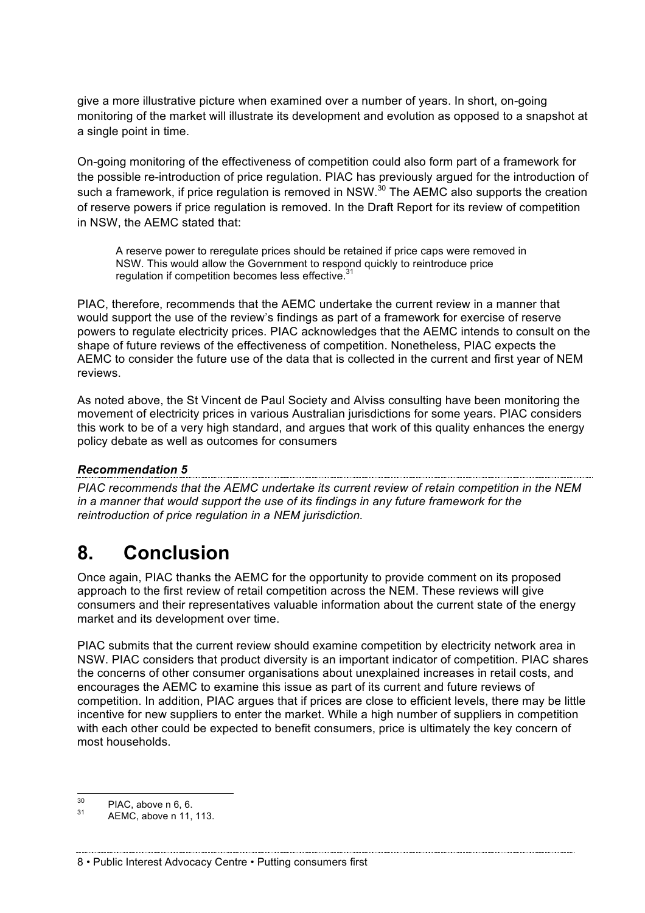give a more illustrative picture when examined over a number of years. In short, on-going monitoring of the market will illustrate its development and evolution as opposed to a snapshot at a single point in time.

On-going monitoring of the effectiveness of competition could also form part of a framework for the possible re-introduction of price regulation. PIAC has previously argued for the introduction of such a framework, if price regulation is removed in NSW.[30] The AEMC also supports the creation of reserve powers if price regulation is removed. In the Draft Report for its review of competition in NSW, the AEMC stated that:

> A reserve power to reregulate prices should be retained if price caps were removed in NSW. This would allow the Government to respond quickly to reintroduce price regulation if competition becomes less effective.[31]

PIAC, therefore, recommends that the AEMC undertake the current review in a manner that would support the use of the review's findings as part of a framework for exercise of reserve powers to regulate electricity prices. PIAC acknowledges that the AEMC intends to consult on the shape of future reviews of the effectiveness of competition. Nonetheless, PIAC expects the AEMC to consider the future use of the data that is collected in the current and first year of NEM reviews.

As noted above, the St Vincent de Paul Society and Alviss consulting have been monitoring the movement of electricity prices in various Australian jurisdictions for some years. PIAC considers this work to be of a very high standard, and argues that work of this quality enhances the energy policy debate as well as outcomes for consumers

***Recommendation 5***

*PIAC recommends that the AEMC undertake its current review of retain competition in the NEM in a manner that would support the use of its findings in any future framework for the reintroduction of price regulation in a NEM jurisdiction.*

# 8. Conclusion

Once again, PIAC thanks the AEMC for the opportunity to provide comment on its proposed approach to the first review of retail competition across the NEM. These reviews will give consumers and their representatives valuable information about the current state of the energy market and its development over time.

PIAC submits that the current review should examine competition by electricity network area in NSW. PIAC considers that product diversity is an important indicator of competition. PIAC shares the concerns of other consumer organisations about unexplained increases in retail costs, and encourages the AEMC to examine this issue as part of its current and future reviews of competition. In addition, PIAC argues that if prices are close to efficient levels, there may be little incentive for new suppliers to enter the market. While a high number of suppliers in competition with each other could be expected to benefit consumers, price is ultimately the key concern of most households.

---

[30] PIAC, above n 6, 6.

[31] AEMC, above n 11, 113.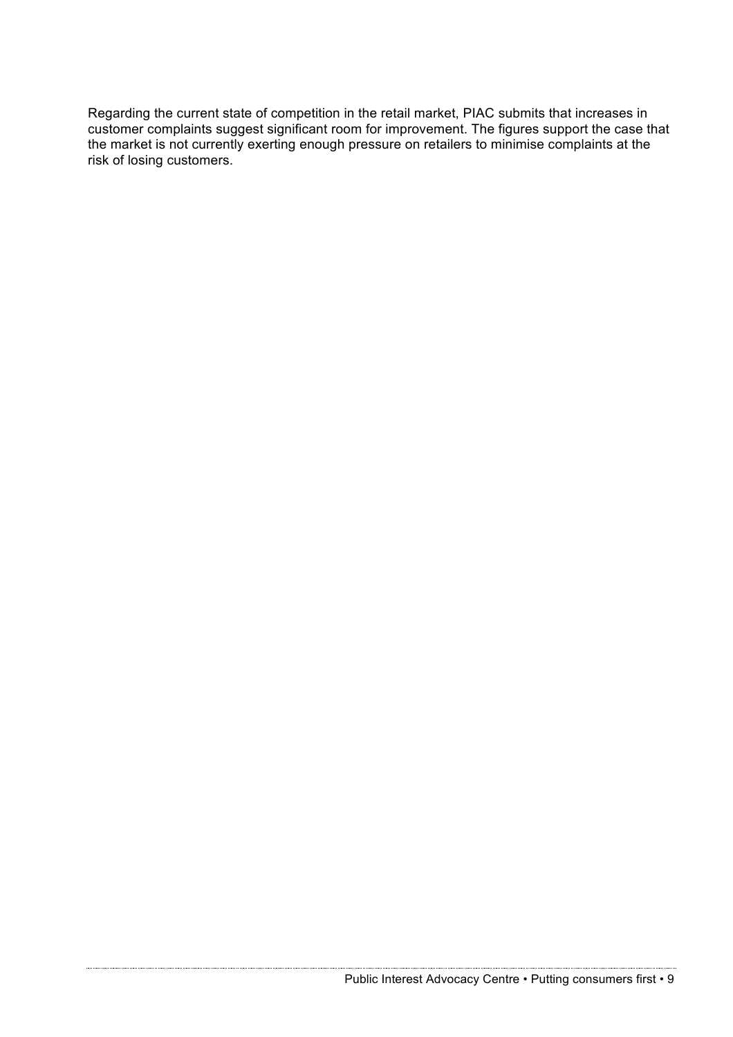Regarding the current state of competition in the retail market, PIAC submits that increases in customer complaints suggest significant room for improvement. The figures support the case that the market is not currently exerting enough pressure on retailers to minimise complaints at the risk of losing customers.